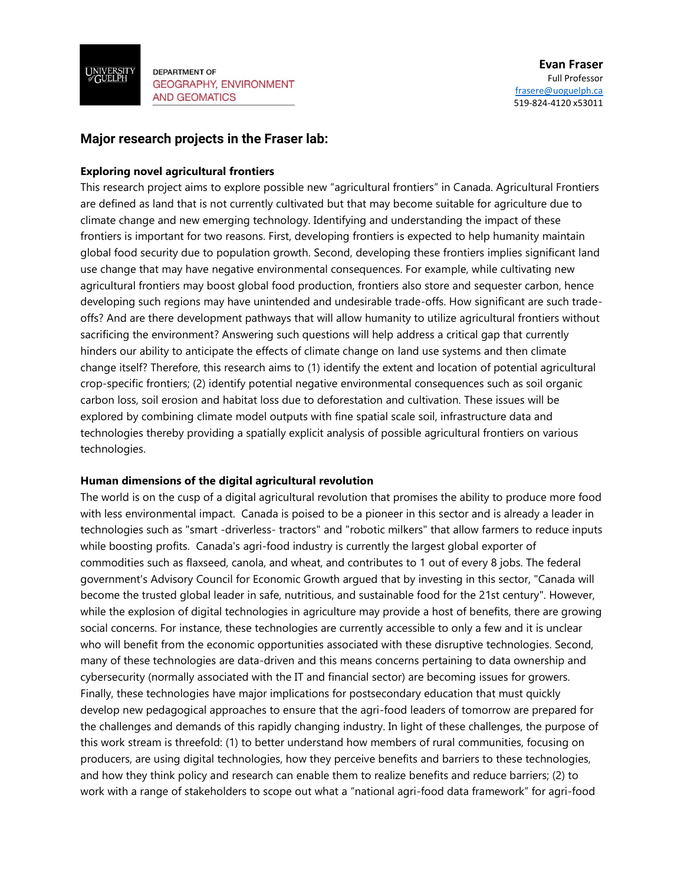DEPARTMENT OF
GEOGRAPHY, ENVIRONMENT
AND GEOMATICS

**Evan Fraser**
Full Professor
frasere@uoguelph.ca
519-824-4120 x53011

## Major research projects in the Fraser lab:

**Exploring novel agricultural frontiers**

This research project aims to explore possible new “agricultural frontiers” in Canada. Agricultural Frontiers are defined as land that is not currently cultivated but that may become suitable for agriculture due to climate change and new emerging technology. Identifying and understanding the impact of these frontiers is important for two reasons. First, developing frontiers is expected to help humanity maintain global food security due to population growth. Second, developing these frontiers implies significant land use change that may have negative environmental consequences. For example, while cultivating new agricultural frontiers may boost global food production, frontiers also store and sequester carbon, hence developing such regions may have unintended and undesirable trade-offs. How significant are such trade-offs? And are there development pathways that will allow humanity to utilize agricultural frontiers without sacrificing the environment? Answering such questions will help address a critical gap that currently hinders our ability to anticipate the effects of climate change on land use systems and then climate change itself? Therefore, this research aims to (1) identify the extent and location of potential agricultural crop-specific frontiers; (2) identify potential negative environmental consequences such as soil organic carbon loss, soil erosion and habitat loss due to deforestation and cultivation. These issues will be explored by combining climate model outputs with fine spatial scale soil, infrastructure data and technologies thereby providing a spatially explicit analysis of possible agricultural frontiers on various technologies.

**Human dimensions of the digital agricultural revolution**

The world is on the cusp of a digital agricultural revolution that promises the ability to produce more food with less environmental impact. Canada is poised to be a pioneer in this sector and is already a leader in technologies such as "smart -driverless- tractors" and "robotic milkers" that allow farmers to reduce inputs while boosting profits. Canada's agri-food industry is currently the largest global exporter of commodities such as flaxseed, canola, and wheat, and contributes to 1 out of every 8 jobs. The federal government's Advisory Council for Economic Growth argued that by investing in this sector, "Canada will become the trusted global leader in safe, nutritious, and sustainable food for the 21st century". However, while the explosion of digital technologies in agriculture may provide a host of benefits, there are growing social concerns. For instance, these technologies are currently accessible to only a few and it is unclear who will benefit from the economic opportunities associated with these disruptive technologies. Second, many of these technologies are data-driven and this means concerns pertaining to data ownership and cybersecurity (normally associated with the IT and financial sector) are becoming issues for growers. Finally, these technologies have major implications for postsecondary education that must quickly develop new pedagogical approaches to ensure that the agri-food leaders of tomorrow are prepared for the challenges and demands of this rapidly changing industry. In light of these challenges, the purpose of this work stream is threefold: (1) to better understand how members of rural communities, focusing on producers, are using digital technologies, how they perceive benefits and barriers to these technologies, and how they think policy and research can enable them to realize benefits and reduce barriers; (2) to work with a range of stakeholders to scope out what a “national agri-food data framework” for agri-food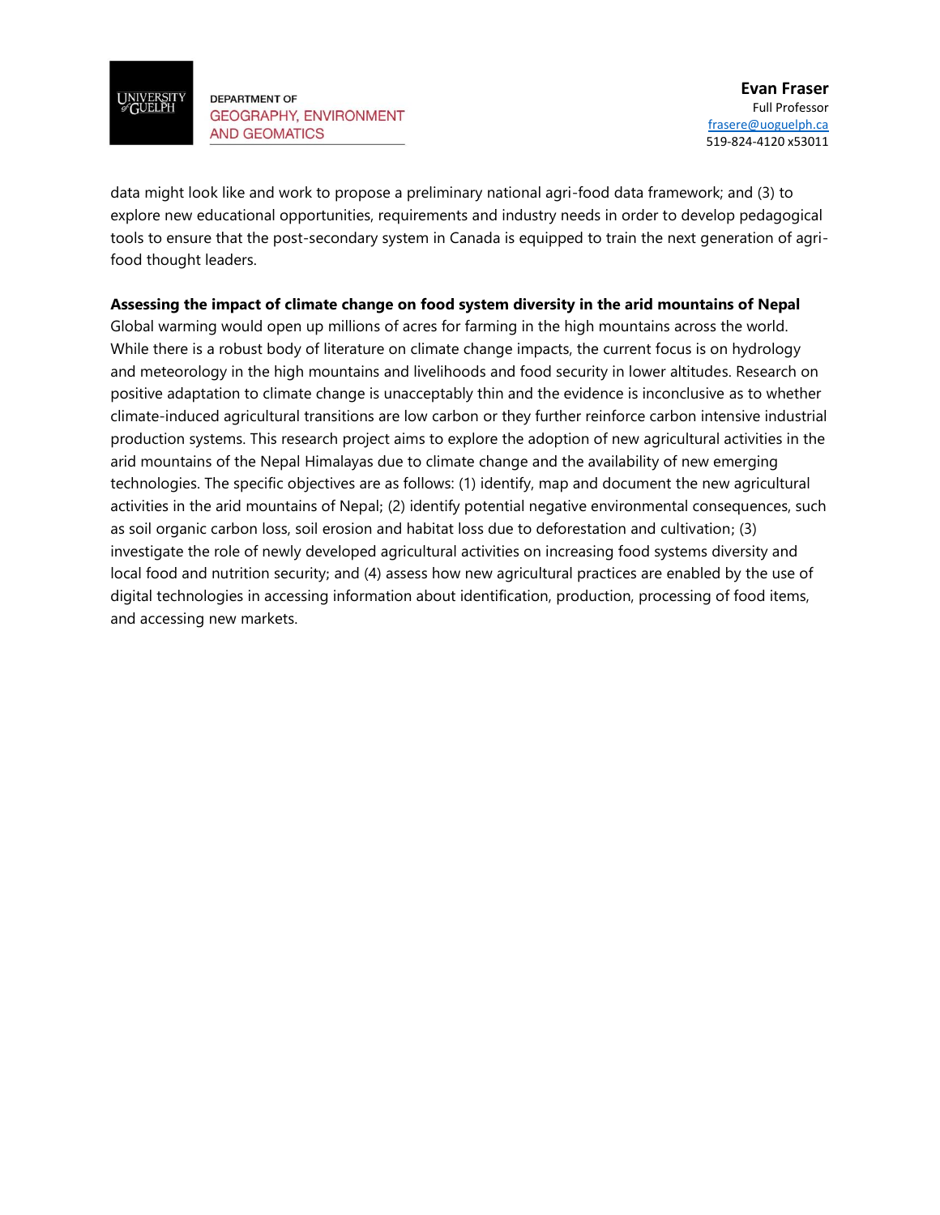data might look like and work to propose a preliminary national agri-food data framework; and (3) to explore new educational opportunities, requirements and industry needs in order to develop pedagogical tools to ensure that the post-secondary system in Canada is equipped to train the next generation of agri-food thought leaders.

**Assessing the impact of climate change on food system diversity in the arid mountains of Nepal**

Global warming would open up millions of acres for farming in the high mountains across the world. While there is a robust body of literature on climate change impacts, the current focus is on hydrology and meteorology in the high mountains and livelihoods and food security in lower altitudes. Research on positive adaptation to climate change is unacceptably thin and the evidence is inconclusive as to whether climate-induced agricultural transitions are low carbon or they further reinforce carbon intensive industrial production systems. This research project aims to explore the adoption of new agricultural activities in the arid mountains of the Nepal Himalayas due to climate change and the availability of new emerging technologies. The specific objectives are as follows: (1) identify, map and document the new agricultural activities in the arid mountains of Nepal; (2) identify potential negative environmental consequences, such as soil organic carbon loss, soil erosion and habitat loss due to deforestation and cultivation; (3) investigate the role of newly developed agricultural activities on increasing food systems diversity and local food and nutrition security; and (4) assess how new agricultural practices are enabled by the use of digital technologies in accessing information about identification, production, processing of food items, and accessing new markets.